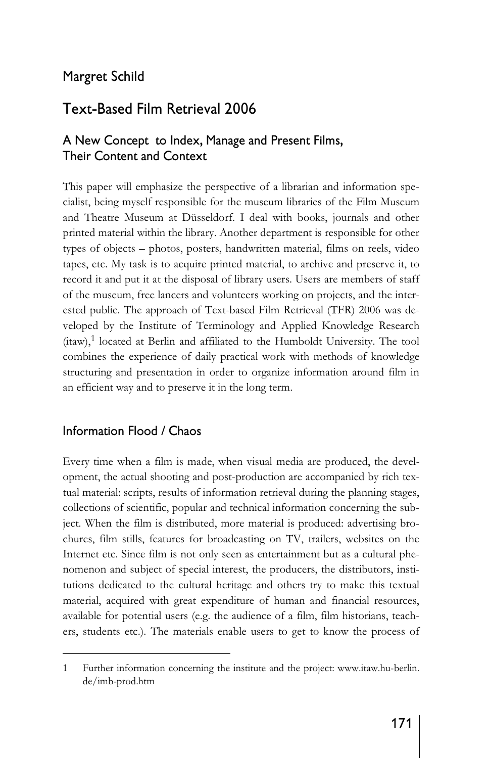Margret Schild

# Text-Based Film Retrieval 2006

## A New Concept to Index, Manage and Present Films, Their Content and Context

This paper will emphasize the perspective of a librarian and information specialist, being myself responsible for the museum libraries of the Film Museum and Theatre Museum at Düsseldorf. I deal with books, journals and other printed material within the library. Another department is responsible for other types of objects – photos, posters, handwritten material, films on reels, video tapes, etc. My task is to acquire printed material, to archive and preserve it, to record it and put it at the disposal of library users. Users are members of staff of the museum, free lancers and volunteers working on projects, and the interested public. The approach of Text-based Film Retrieval (TFR) 2006 was developed by the Institute of Terminology and Applied Knowledge Research (itaw),[1] located at Berlin and affiliated to the Humboldt University. The tool combines the experience of daily practical work with methods of knowledge structuring and presentation in order to organize information around film in an efficient way and to preserve it in the long term.

## Information Flood / Chaos

Every time when a film is made, when visual media are produced, the development, the actual shooting and post-production are accompanied by rich textual material: scripts, results of information retrieval during the planning stages, collections of scientific, popular and technical information concerning the subject. When the film is distributed, more material is produced: advertising brochures, film stills, features for broadcasting on TV, trailers, websites on the Internet etc. Since film is not only seen as entertainment but as a cultural phenomenon and subject of special interest, the producers, the distributors, institutions dedicated to the cultural heritage and others try to make this textual material, acquired with great expenditure of human and financial resources, available for potential users (e.g. the audience of a film, film historians, teachers, students etc.). The materials enable users to get to know the process of

---

1 Further information concerning the institute and the project: www.itaw.hu-berlin.de/imb-prod.htm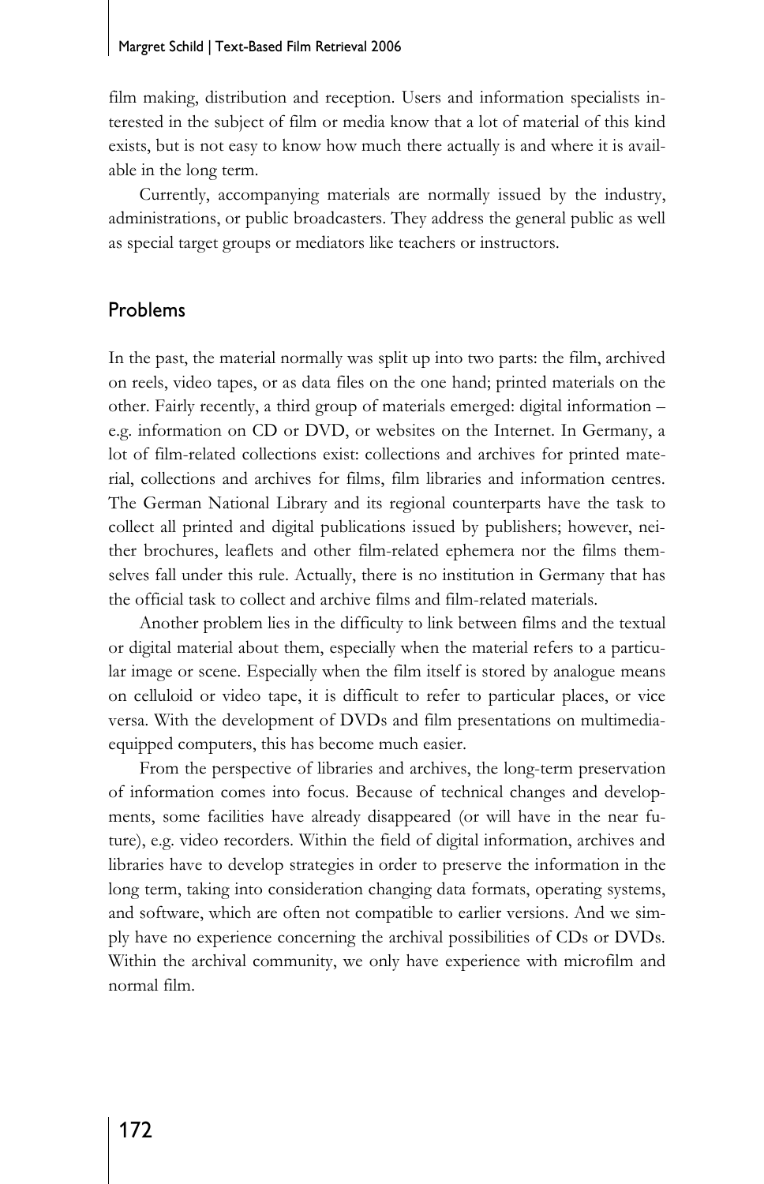film making, distribution and reception. Users and information specialists interested in the subject of film or media know that a lot of material of this kind exists, but is not easy to know how much there actually is and where it is available in the long term.

Currently, accompanying materials are normally issued by the industry, administrations, or public broadcasters. They address the general public as well as special target groups or mediators like teachers or instructors.

## Problems

In the past, the material normally was split up into two parts: the film, archived on reels, video tapes, or as data files on the one hand; printed materials on the other. Fairly recently, a third group of materials emerged: digital information – e.g. information on CD or DVD, or websites on the Internet. In Germany, a lot of film-related collections exist: collections and archives for printed material, collections and archives for films, film libraries and information centres. The German National Library and its regional counterparts have the task to collect all printed and digital publications issued by publishers; however, neither brochures, leaflets and other film-related ephemera nor the films themselves fall under this rule. Actually, there is no institution in Germany that has the official task to collect and archive films and film-related materials.

Another problem lies in the difficulty to link between films and the textual or digital material about them, especially when the material refers to a particular image or scene. Especially when the film itself is stored by analogue means on celluloid or video tape, it is difficult to refer to particular places, or vice versa. With the development of DVDs and film presentations on multimedia-equipped computers, this has become much easier.

From the perspective of libraries and archives, the long-term preservation of information comes into focus. Because of technical changes and developments, some facilities have already disappeared (or will have in the near future), e.g. video recorders. Within the field of digital information, archives and libraries have to develop strategies in order to preserve the information in the long term, taking into consideration changing data formats, operating systems, and software, which are often not compatible to earlier versions. And we simply have no experience concerning the archival possibilities of CDs or DVDs. Within the archival community, we only have experience with microfilm and normal film.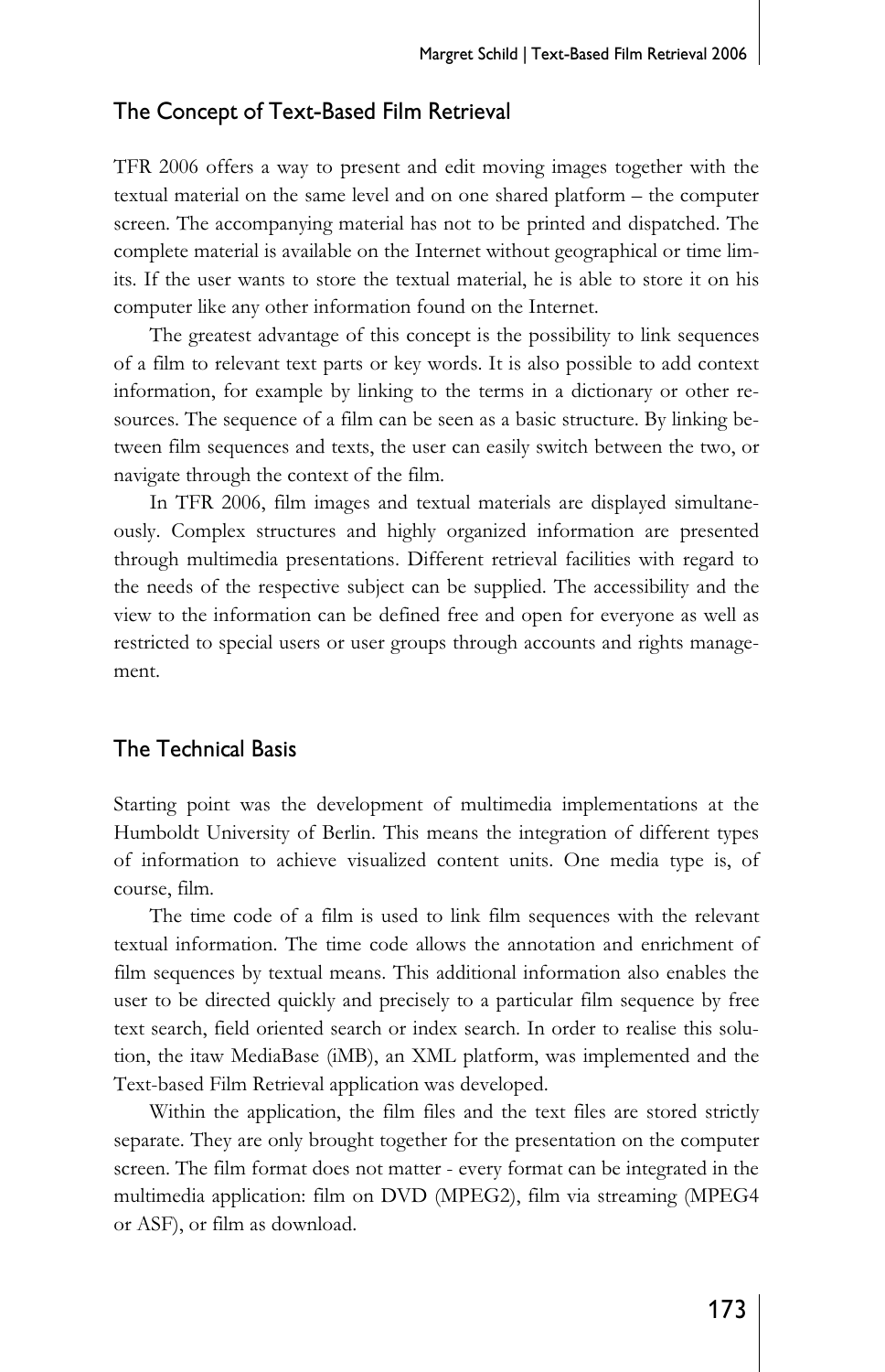## The Concept of Text-Based Film Retrieval

TFR 2006 offers a way to present and edit moving images together with the textual material on the same level and on one shared platform – the computer screen. The accompanying material has not to be printed and dispatched. The complete material is available on the Internet without geographical or time limits. If the user wants to store the textual material, he is able to store it on his computer like any other information found on the Internet.

The greatest advantage of this concept is the possibility to link sequences of a film to relevant text parts or key words. It is also possible to add context information, for example by linking to the terms in a dictionary or other resources. The sequence of a film can be seen as a basic structure. By linking between film sequences and texts, the user can easily switch between the two, or navigate through the context of the film.

In TFR 2006, film images and textual materials are displayed simultaneously. Complex structures and highly organized information are presented through multimedia presentations. Different retrieval facilities with regard to the needs of the respective subject can be supplied. The accessibility and the view to the information can be defined free and open for everyone as well as restricted to special users or user groups through accounts and rights management.

## The Technical Basis

Starting point was the development of multimedia implementations at the Humboldt University of Berlin. This means the integration of different types of information to achieve visualized content units. One media type is, of course, film.

The time code of a film is used to link film sequences with the relevant textual information. The time code allows the annotation and enrichment of film sequences by textual means. This additional information also enables the user to be directed quickly and precisely to a particular film sequence by free text search, field oriented search or index search. In order to realise this solution, the itaw MediaBase (iMB), an XML platform, was implemented and the Text-based Film Retrieval application was developed.

Within the application, the film files and the text files are stored strictly separate. They are only brought together for the presentation on the computer screen. The film format does not matter - every format can be integrated in the multimedia application: film on DVD (MPEG2), film via streaming (MPEG4 or ASF), or film as download.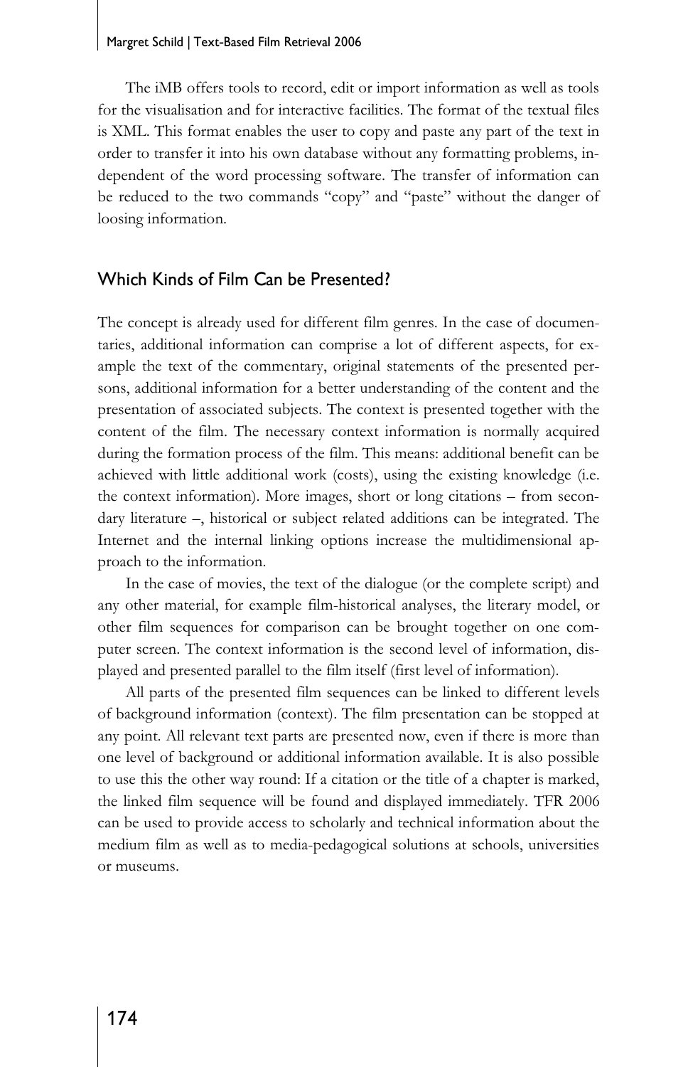The iMB offers tools to record, edit or import information as well as tools for the visualisation and for interactive facilities. The format of the textual files is XML. This format enables the user to copy and paste any part of the text in order to transfer it into his own database without any formatting problems, independent of the word processing software. The transfer of information can be reduced to the two commands "copy" and "paste" without the danger of loosing information.

## Which Kinds of Film Can be Presented?

The concept is already used for different film genres. In the case of documentaries, additional information can comprise a lot of different aspects, for example the text of the commentary, original statements of the presented persons, additional information for a better understanding of the content and the presentation of associated subjects. The context is presented together with the content of the film. The necessary context information is normally acquired during the formation process of the film. This means: additional benefit can be achieved with little additional work (costs), using the existing knowledge (i.e. the context information). More images, short or long citations – from secondary literature –, historical or subject related additions can be integrated. The Internet and the internal linking options increase the multidimensional approach to the information.

In the case of movies, the text of the dialogue (or the complete script) and any other material, for example film-historical analyses, the literary model, or other film sequences for comparison can be brought together on one computer screen. The context information is the second level of information, displayed and presented parallel to the film itself (first level of information).

All parts of the presented film sequences can be linked to different levels of background information (context). The film presentation can be stopped at any point. All relevant text parts are presented now, even if there is more than one level of background or additional information available. It is also possible to use this the other way round: If a citation or the title of a chapter is marked, the linked film sequence will be found and displayed immediately. TFR 2006 can be used to provide access to scholarly and technical information about the medium film as well as to media-pedagogical solutions at schools, universities or museums.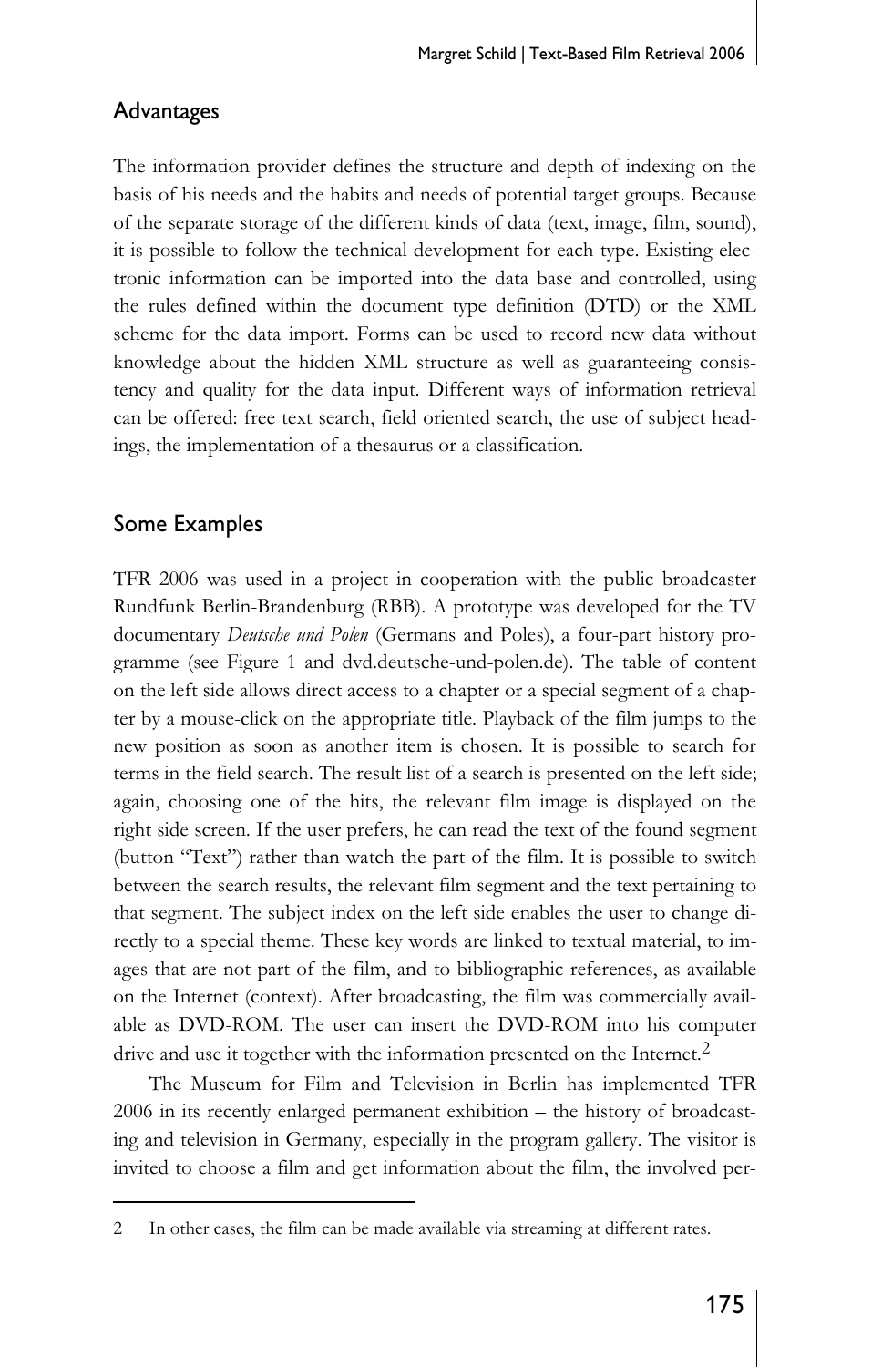## Advantages

The information provider defines the structure and depth of indexing on the basis of his needs and the habits and needs of potential target groups. Because of the separate storage of the different kinds of data (text, image, film, sound), it is possible to follow the technical development for each type. Existing electronic information can be imported into the data base and controlled, using the rules defined within the document type definition (DTD) or the XML scheme for the data import. Forms can be used to record new data without knowledge about the hidden XML structure as well as guaranteeing consistency and quality for the data input. Different ways of information retrieval can be offered: free text search, field oriented search, the use of subject headings, the implementation of a thesaurus or a classification.

## Some Examples

TFR 2006 was used in a project in cooperation with the public broadcaster Rundfunk Berlin-Brandenburg (RBB). A prototype was developed for the TV documentary *Deutsche und Polen* (Germans and Poles), a four-part history programme (see Figure 1 and dvd.deutsche-und-polen.de). The table of content on the left side allows direct access to a chapter or a special segment of a chapter by a mouse-click on the appropriate title. Playback of the film jumps to the new position as soon as another item is chosen. It is possible to search for terms in the field search. The result list of a search is presented on the left side; again, choosing one of the hits, the relevant film image is displayed on the right side screen. If the user prefers, he can read the text of the found segment (button "Text") rather than watch the part of the film. It is possible to switch between the search results, the relevant film segment and the text pertaining to that segment. The subject index on the left side enables the user to change directly to a special theme. These key words are linked to textual material, to images that are not part of the film, and to bibliographic references, as available on the Internet (context). After broadcasting, the film was commercially available as DVD-ROM. The user can insert the DVD-ROM into his computer drive and use it together with the information presented on the Internet.[2]

The Museum for Film and Television in Berlin has implemented TFR 2006 in its recently enlarged permanent exhibition – the history of broadcasting and television in Germany, especially in the program gallery. The visitor is invited to choose a film and get information about the film, the involved per-

---

2 In other cases, the film can be made available via streaming at different rates.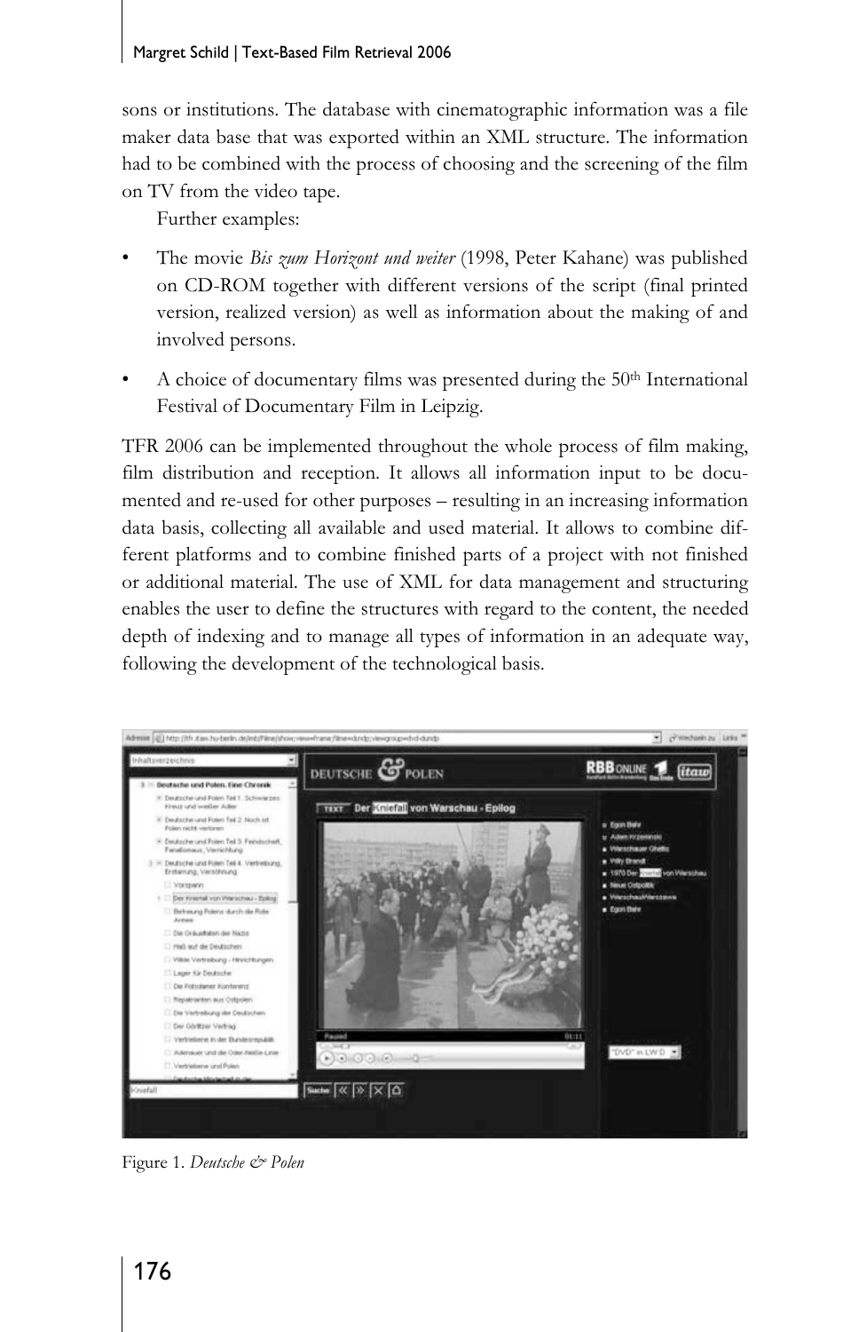sons or institutions. The database with cinematographic information was a file maker data base that was exported within an XML structure. The information had to be combined with the process of choosing and the screening of the film on TV from the video tape.

Further examples:

- The movie *Bis zum Horizont und weiter* (1998, Peter Kahane) was published on CD-ROM together with different versions of the script (final printed version, realized version) as well as information about the making of and involved persons.
- A choice of documentary films was presented during the 50th International Festival of Documentary Film in Leipzig.

TFR 2006 can be implemented throughout the whole process of film making, film distribution and reception. It allows all information input to be documented and re-used for other purposes – resulting in an increasing information data basis, collecting all available and used material. It allows to combine different platforms and to combine finished parts of a project with not finished or additional material. The use of XML for data management and structuring enables the user to define the structures with regard to the content, the needed depth of indexing and to manage all types of information in an adequate way, following the development of the technological basis.

Figure 1. *Deutsche & Polen*